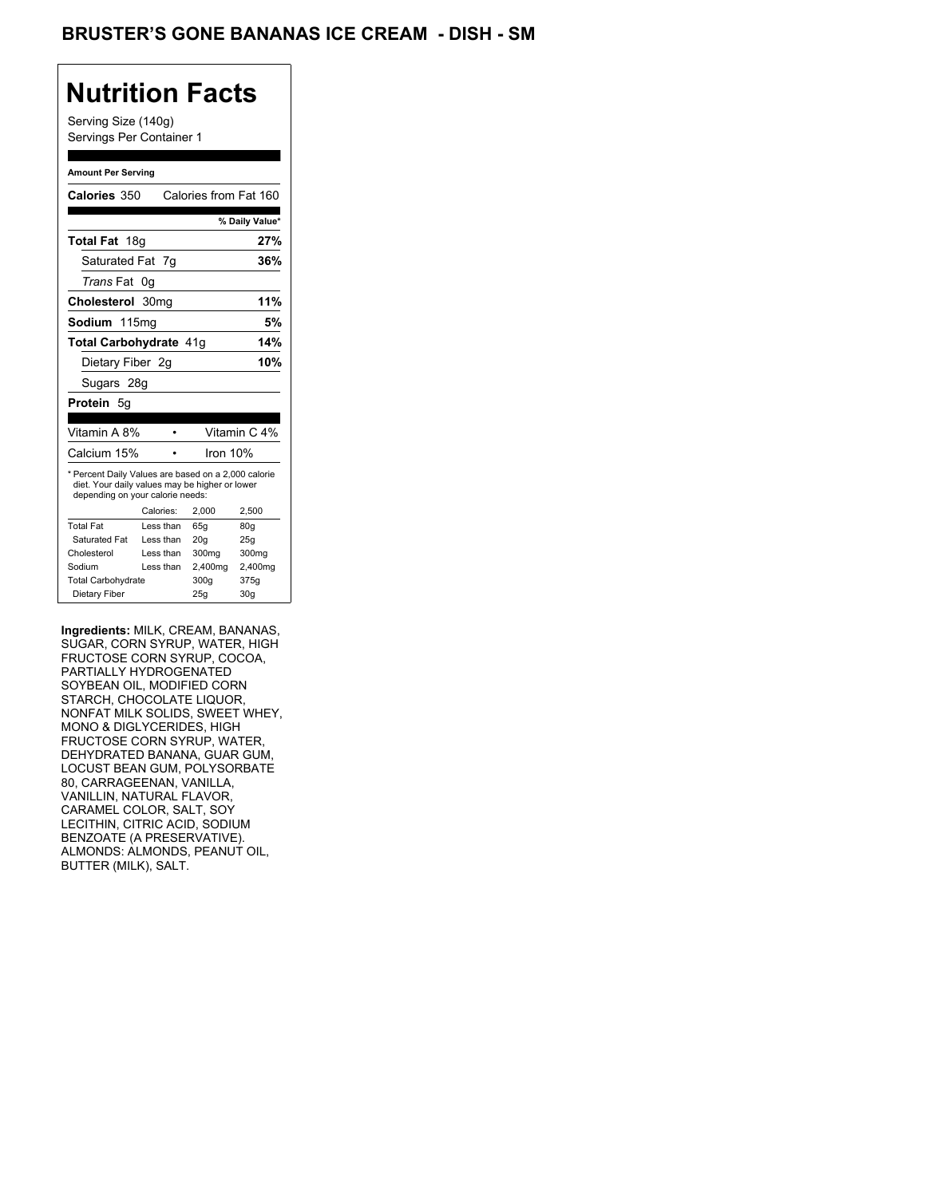# BRUSTER'S GONE BANANAS ICE CREAM - DISH - SM

## Nutrition Facts

Serving Size (140g)
Servings Per Container 1

**Amount Per Serving**

| | |
|---|---|
| **Calories** 350 | Calories from Fat 160 |
| | **% Daily Value*** |
| **Total Fat** 18g | **27%** |
| Saturated Fat 7g | **36%** |
| *Trans* Fat 0g | |
| **Cholesterol** 30mg | **11%** |
| **Sodium** 115mg | **5%** |
| **Total Carbohydrate** 41g | **14%** |
| Dietary Fiber 2g | **10%** |
| Sugars 28g | |
| **Protein** 5g | |

| | |
|---|---|
| Vitamin A 8% | Vitamin C 4% |
| Calcium 15% | Iron 10% |

* Percent Daily Values are based on a 2,000 calorie diet. Your daily values may be higher or lower depending on your calorie needs:

| | Calories: | 2,000 | 2,500 |
|---|---|---|---|
| Total Fat | Less than | 65g | 80g |
| Saturated Fat | Less than | 20g | 25g |
| Cholesterol | Less than | 300mg | 300mg |
| Sodium | Less than | 2,400mg | 2,400mg |
| Total Carbohydrate | | 300g | 375g |
| Dietary Fiber | | 25g | 30g |

**Ingredients:** MILK, CREAM, BANANAS, SUGAR, CORN SYRUP, WATER, HIGH FRUCTOSE CORN SYRUP, COCOA, PARTIALLY HYDROGENATED SOYBEAN OIL, MODIFIED CORN STARCH, CHOCOLATE LIQUOR, NONFAT MILK SOLIDS, SWEET WHEY, MONO & DIGLYCERIDES, HIGH FRUCTOSE CORN SYRUP, WATER, DEHYDRATED BANANA, GUAR GUM, LOCUST BEAN GUM, POLYSORBATE 80, CARRAGEENAN, VANILLA, VANILLIN, NATURAL FLAVOR, CARAMEL COLOR, SALT, SOY LECITHIN, CITRIC ACID, SODIUM BENZOATE (A PRESERVATIVE). ALMONDS: ALMONDS, PEANUT OIL, BUTTER (MILK), SALT.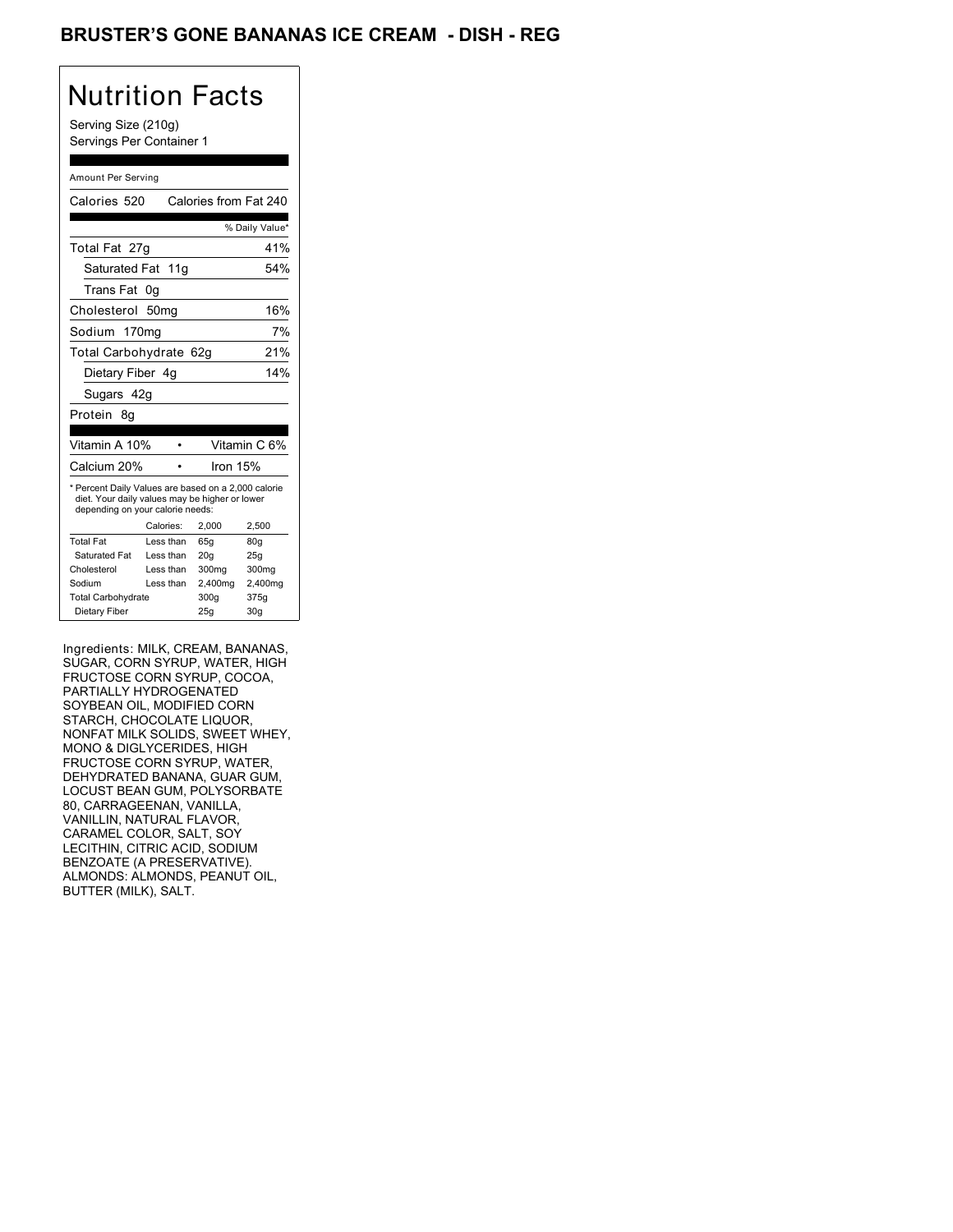# BRUSTER'S GONE BANANAS ICE CREAM - DISH - REG

## Nutrition Facts

Serving Size (210g)
Servings Per Container 1

Amount Per Serving

| | |
|---|---|
| Calories 520 | Calories from Fat 240 |
| | % Daily Value* |
| Total Fat 27g | 41% |
| Saturated Fat 11g | 54% |
| Trans Fat 0g | |
| Cholesterol 50mg | 16% |
| Sodium 170mg | 7% |
| Total Carbohydrate 62g | 21% |
| Dietary Fiber 4g | 14% |
| Sugars 42g | |
| Protein 8g | |

| | |
|---|---|
| Vitamin A 10% | Vitamin C 6% |
| Calcium 20% | Iron 15% |

* Percent Daily Values are based on a 2,000 calorie diet. Your daily values may be higher or lower depending on your calorie needs:

| | Calories: | 2,000 | 2,500 |
|---|---|---|---|
| Total Fat | Less than | 65g | 80g |
| Saturated Fat | Less than | 20g | 25g |
| Cholesterol | Less than | 300mg | 300mg |
| Sodium | Less than | 2,400mg | 2,400mg |
| Total Carbohydrate | | 300g | 375g |
| Dietary Fiber | | 25g | 30g |

Ingredients: MILK, CREAM, BANANAS, SUGAR, CORN SYRUP, WATER, HIGH FRUCTOSE CORN SYRUP, COCOA, PARTIALLY HYDROGENATED SOYBEAN OIL, MODIFIED CORN STARCH, CHOCOLATE LIQUOR, NONFAT MILK SOLIDS, SWEET WHEY, MONO & DIGLYCERIDES, HIGH FRUCTOSE CORN SYRUP, WATER, DEHYDRATED BANANA, GUAR GUM, LOCUST BEAN GUM, POLYSORBATE 80, CARRAGEENAN, VANILLA, VANILLIN, NATURAL FLAVOR, CARAMEL COLOR, SALT, SOY LECITHIN, CITRIC ACID, SODIUM BENZOATE (A PRESERVATIVE). ALMONDS: ALMONDS, PEANUT OIL, BUTTER (MILK), SALT.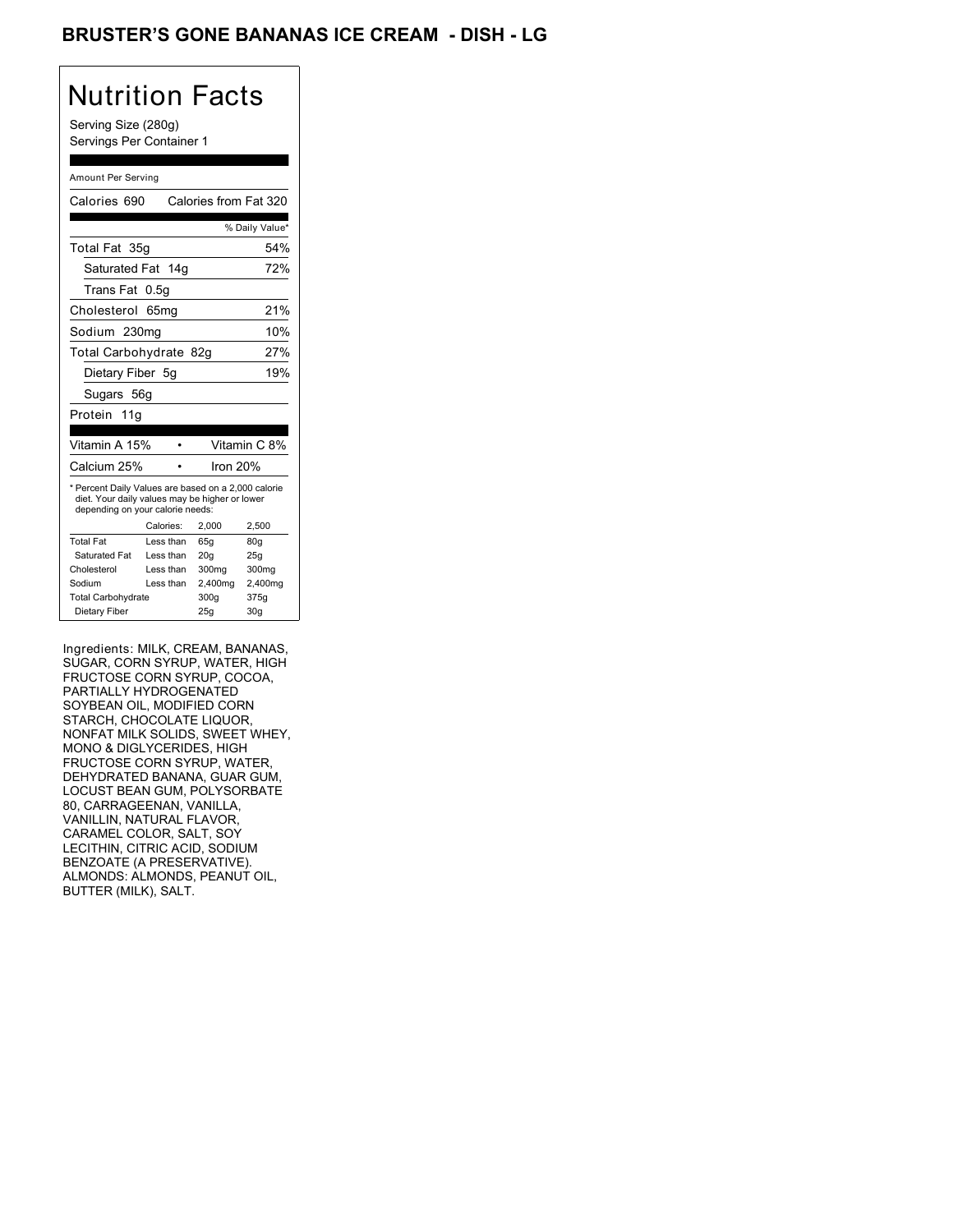# BRUSTER'S GONE BANANAS ICE CREAM - DISH - LG

## Nutrition Facts

Serving Size (280g)
Servings Per Container 1

Amount Per Serving

| | |
|---|---|
| Calories 690 | Calories from Fat 320 |
| | % Daily Value* |
| Total Fat 35g | 54% |
| Saturated Fat 14g | 72% |
| Trans Fat 0.5g | |
| Cholesterol 65mg | 21% |
| Sodium 230mg | 10% |
| Total Carbohydrate 82g | 27% |
| Dietary Fiber 5g | 19% |
| Sugars 56g | |
| Protein 11g | |
| Vitamin A 15% • | Vitamin C 8% |
| Calcium 25% • | Iron 20% |

* Percent Daily Values are based on a 2,000 calorie diet. Your daily values may be higher or lower depending on your calorie needs:

| | Calories: | 2,000 | 2,500 |
|---|---|---|---|
| Total Fat | Less than | 65g | 80g |
| Saturated Fat | Less than | 20g | 25g |
| Cholesterol | Less than | 300mg | 300mg |
| Sodium | Less than | 2,400mg | 2,400mg |
| Total Carbohydrate | | 300g | 375g |
| Dietary Fiber | | 25g | 30g |

Ingredients: MILK, CREAM, BANANAS, SUGAR, CORN SYRUP, WATER, HIGH FRUCTOSE CORN SYRUP, COCOA, PARTIALLY HYDROGENATED SOYBEAN OIL, MODIFIED CORN STARCH, CHOCOLATE LIQUOR, NONFAT MILK SOLIDS, SWEET WHEY, MONO & DIGLYCERIDES, HIGH FRUCTOSE CORN SYRUP, WATER, DEHYDRATED BANANA, GUAR GUM, LOCUST BEAN GUM, POLYSORBATE 80, CARRAGEENAN, VANILLA, VANILLIN, NATURAL FLAVOR, CARAMEL COLOR, SALT, SOY LECITHIN, CITRIC ACID, SODIUM BENZOATE (A PRESERVATIVE). ALMONDS: ALMONDS, PEANUT OIL, BUTTER (MILK), SALT.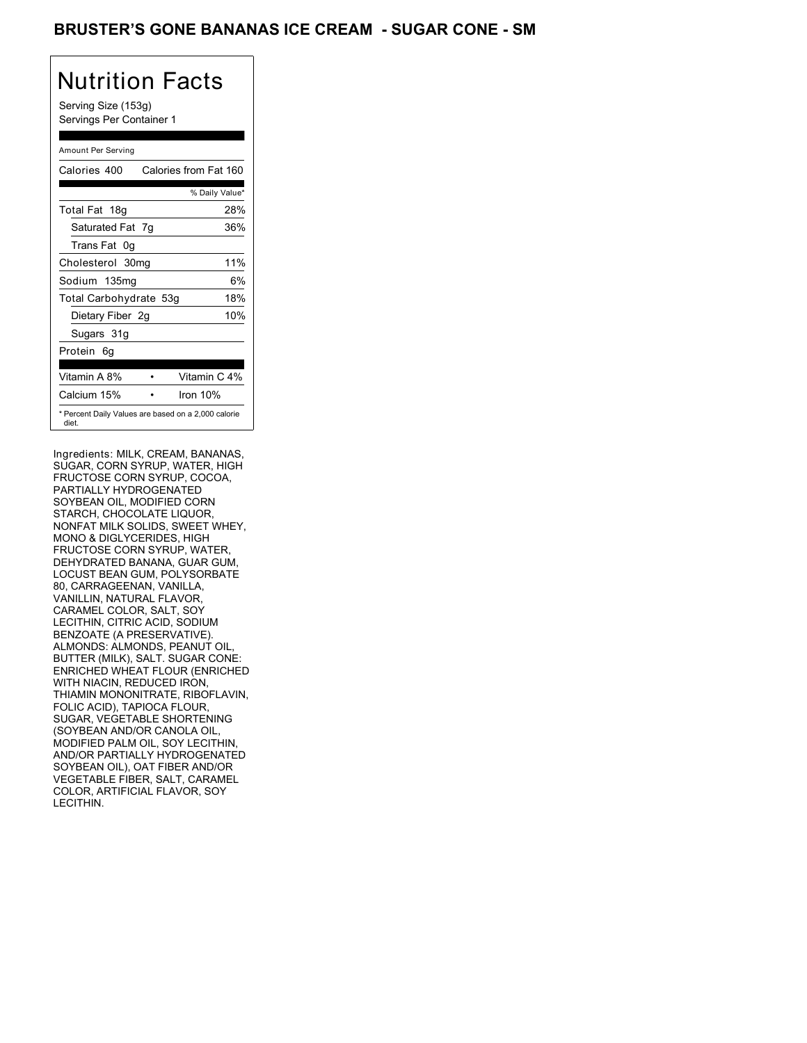# BRUSTER'S GONE BANANAS ICE CREAM - SUGAR CONE - SM

## Nutrition Facts

Serving Size (153g)
Servings Per Container 1

Amount Per Serving

| | |
|---|---|
| Calories 400 | Calories from Fat 160 |
| | % Daily Value* |
| Total Fat 18g | 28% |
| Saturated Fat 7g | 36% |
| Trans Fat 0g | |
| Cholesterol 30mg | 11% |
| Sodium 135mg | 6% |
| Total Carbohydrate 53g | 18% |
| Dietary Fiber 2g | 10% |
| Sugars 31g | |
| Protein 6g | |
| Vitamin A 8% | Vitamin C 4% |
| Calcium 15% | Iron 10% |

* Percent Daily Values are based on a 2,000 calorie diet.

Ingredients: MILK, CREAM, BANANAS, SUGAR, CORN SYRUP, WATER, HIGH FRUCTOSE CORN SYRUP, COCOA, PARTIALLY HYDROGENATED SOYBEAN OIL, MODIFIED CORN STARCH, CHOCOLATE LIQUOR, NONFAT MILK SOLIDS, SWEET WHEY, MONO & DIGLYCERIDES, HIGH FRUCTOSE CORN SYRUP, WATER, DEHYDRATED BANANA, GUAR GUM, LOCUST BEAN GUM, POLYSORBATE 80, CARRAGEENAN, VANILLA, VANILLIN, NATURAL FLAVOR, CARAMEL COLOR, SALT, SOY LECITHIN, CITRIC ACID, SODIUM BENZOATE (A PRESERVATIVE). ALMONDS: ALMONDS, PEANUT OIL, BUTTER (MILK), SALT. SUGAR CONE: ENRICHED WHEAT FLOUR (ENRICHED WITH NIACIN, REDUCED IRON, THIAMIN MONONITRATE, RIBOFLAVIN, FOLIC ACID), TAPIOCA FLOUR, SUGAR, VEGETABLE SHORTENING (SOYBEAN AND/OR CANOLA OIL, MODIFIED PALM OIL, SOY LECITHIN, AND/OR PARTIALLY HYDROGENATED SOYBEAN OIL), OAT FIBER AND/OR VEGETABLE FIBER, SALT, CARAMEL COLOR, ARTIFICIAL FLAVOR, SOY LECITHIN.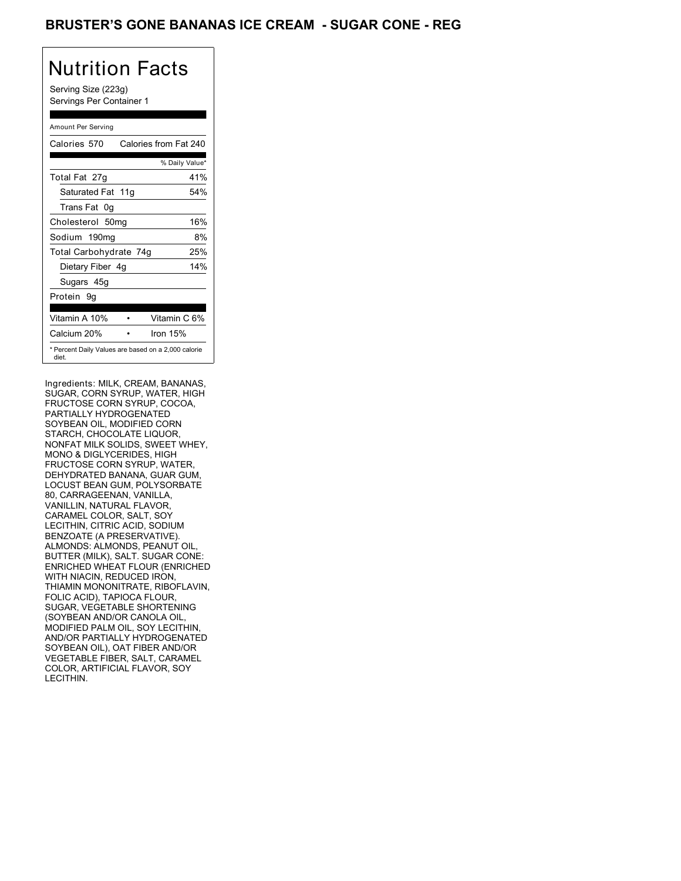# BRUSTER'S GONE BANANAS ICE CREAM - SUGAR CONE - REG

## Nutrition Facts

Serving Size (223g)
Servings Per Container 1

Amount Per Serving

| | |
|---|---|
| Calories 570 | Calories from Fat 240 |
| | % Daily Value* |
| Total Fat 27g | 41% |
| Saturated Fat 11g | 54% |
| Trans Fat 0g | |
| Cholesterol 50mg | 16% |
| Sodium 190mg | 8% |
| Total Carbohydrate 74g | 25% |
| Dietary Fiber 4g | 14% |
| Sugars 45g | |
| Protein 9g | |
| Vitamin A 10% | Vitamin C 6% |
| Calcium 20% | Iron 15% |

* Percent Daily Values are based on a 2,000 calorie diet.

Ingredients: MILK, CREAM, BANANAS, SUGAR, CORN SYRUP, WATER, HIGH FRUCTOSE CORN SYRUP, COCOA, PARTIALLY HYDROGENATED SOYBEAN OIL, MODIFIED CORN STARCH, CHOCOLATE LIQUOR, NONFAT MILK SOLIDS, SWEET WHEY, MONO & DIGLYCERIDES, HIGH FRUCTOSE CORN SYRUP, WATER, DEHYDRATED BANANA, GUAR GUM, LOCUST BEAN GUM, POLYSORBATE 80, CARRAGEENAN, VANILLA, VANILLIN, NATURAL FLAVOR, CARAMEL COLOR, SALT, SOY LECITHIN, CITRIC ACID, SODIUM BENZOATE (A PRESERVATIVE). ALMONDS: ALMONDS, PEANUT OIL, BUTTER (MILK), SALT. SUGAR CONE: ENRICHED WHEAT FLOUR (ENRICHED WITH NIACIN, REDUCED IRON, THIAMIN MONONITRATE, RIBOFLAVIN, FOLIC ACID), TAPIOCA FLOUR, SUGAR, VEGETABLE SHORTENING (SOYBEAN AND/OR CANOLA OIL, MODIFIED PALM OIL, SOY LECITHIN, AND/OR PARTIALLY HYDROGENATED SOYBEAN OIL), OAT FIBER AND/OR VEGETABLE FIBER, SALT, CARAMEL COLOR, ARTIFICIAL FLAVOR, SOY LECITHIN.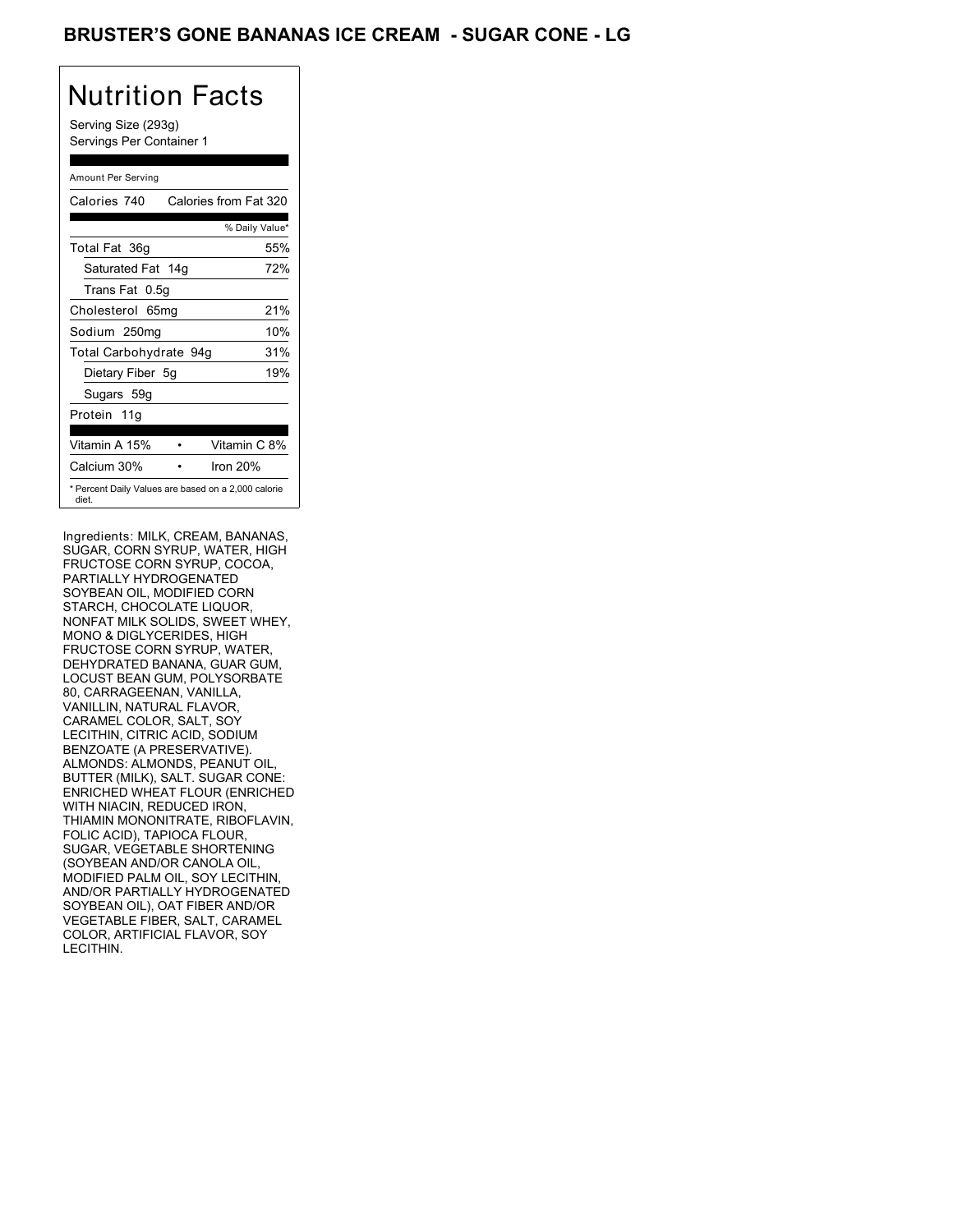# BRUSTER'S GONE BANANAS ICE CREAM - SUGAR CONE - LG

## Nutrition Facts

Serving Size (293g)
Servings Per Container 1

| | |
|---|---|
| Amount Per Serving | |
| Calories 740 | Calories from Fat 320 |
| | % Daily Value* |
| Total Fat 36g | 55% |
| Saturated Fat 14g | 72% |
| Trans Fat 0.5g | |
| Cholesterol 65mg | 21% |
| Sodium 250mg | 10% |
| Total Carbohydrate 94g | 31% |
| Dietary Fiber 5g | 19% |
| Sugars 59g | |
| Protein 11g | |
| Vitamin A 15% | Vitamin C 8% |
| Calcium 30% | Iron 20% |

* Percent Daily Values are based on a 2,000 calorie diet.

Ingredients: MILK, CREAM, BANANAS, SUGAR, CORN SYRUP, WATER, HIGH FRUCTOSE CORN SYRUP, COCOA, PARTIALLY HYDROGENATED SOYBEAN OIL, MODIFIED CORN STARCH, CHOCOLATE LIQUOR, NONFAT MILK SOLIDS, SWEET WHEY, MONO & DIGLYCERIDES, HIGH FRUCTOSE CORN SYRUP, WATER, DEHYDRATED BANANA, GUAR GUM, LOCUST BEAN GUM, POLYSORBATE 80, CARRAGEENAN, VANILLA, VANILLIN, NATURAL FLAVOR, CARAMEL COLOR, SALT, SOY LECITHIN, CITRIC ACID, SODIUM BENZOATE (A PRESERVATIVE). ALMONDS: ALMONDS, PEANUT OIL, BUTTER (MILK), SALT. SUGAR CONE: ENRICHED WHEAT FLOUR (ENRICHED WITH NIACIN, REDUCED IRON, THIAMIN MONONITRATE, RIBOFLAVIN, FOLIC ACID), TAPIOCA FLOUR, SUGAR, VEGETABLE SHORTENING (SOYBEAN AND/OR CANOLA OIL, MODIFIED PALM OIL, SOY LECITHIN, AND/OR PARTIALLY HYDROGENATED SOYBEAN OIL), OAT FIBER AND/OR VEGETABLE FIBER, SALT, CARAMEL COLOR, ARTIFICIAL FLAVOR, SOY LECITHIN.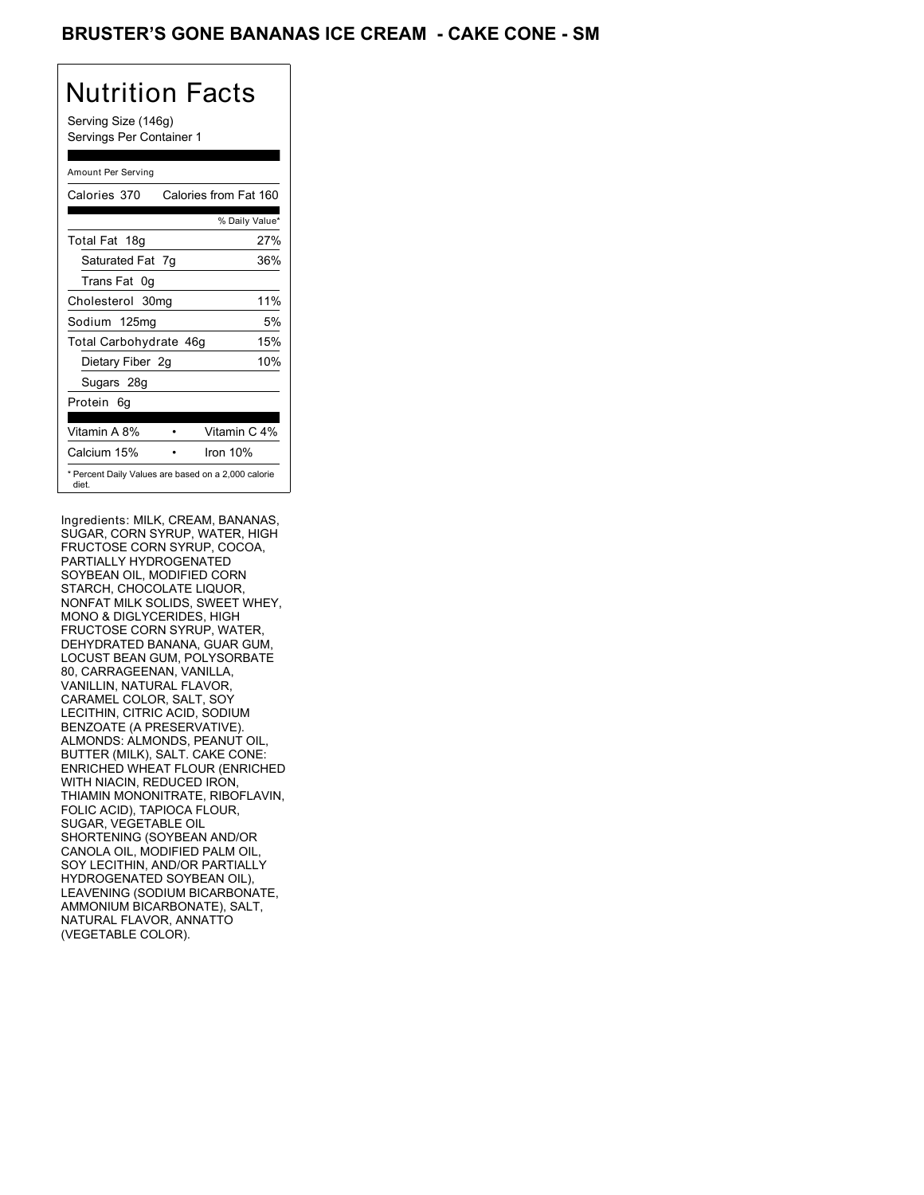# BRUSTER'S GONE BANANAS ICE CREAM - CAKE CONE - SM

## Nutrition Facts

Serving Size (146g)
Servings Per Container 1

Amount Per Serving

| | |
|---|---|
| Calories 370 | Calories from Fat 160 |
| | % Daily Value* |
| Total Fat 18g | 27% |
| Saturated Fat 7g | 36% |
| Trans Fat 0g | |
| Cholesterol 30mg | 11% |
| Sodium 125mg | 5% |
| Total Carbohydrate 46g | 15% |
| Dietary Fiber 2g | 10% |
| Sugars 28g | |
| Protein 6g | |
| Vitamin A 8% | Vitamin C 4% |
| Calcium 15% | Iron 10% |

* Percent Daily Values are based on a 2,000 calorie diet.

Ingredients: MILK, CREAM, BANANAS, SUGAR, CORN SYRUP, WATER, HIGH FRUCTOSE CORN SYRUP, COCOA, PARTIALLY HYDROGENATED SOYBEAN OIL, MODIFIED CORN STARCH, CHOCOLATE LIQUOR, NONFAT MILK SOLIDS, SWEET WHEY, MONO & DIGLYCERIDES, HIGH FRUCTOSE CORN SYRUP, WATER, DEHYDRATED BANANA, GUAR GUM, LOCUST BEAN GUM, POLYSORBATE 80, CARRAGEENAN, VANILLA, VANILLIN, NATURAL FLAVOR, CARAMEL COLOR, SALT, SOY LECITHIN, CITRIC ACID, SODIUM BENZOATE (A PRESERVATIVE). ALMONDS: ALMONDS, PEANUT OIL, BUTTER (MILK), SALT. CAKE CONE: ENRICHED WHEAT FLOUR (ENRICHED WITH NIACIN, REDUCED IRON, THIAMIN MONONITRATE, RIBOFLAVIN, FOLIC ACID), TAPIOCA FLOUR, SUGAR, VEGETABLE OIL SHORTENING (SOYBEAN AND/OR CANOLA OIL, MODIFIED PALM OIL, SOY LECITHIN, AND/OR PARTIALLY HYDROGENATED SOYBEAN OIL), LEAVENING (SODIUM BICARBONATE, AMMONIUM BICARBONATE), SALT, NATURAL FLAVOR, ANNATTO (VEGETABLE COLOR).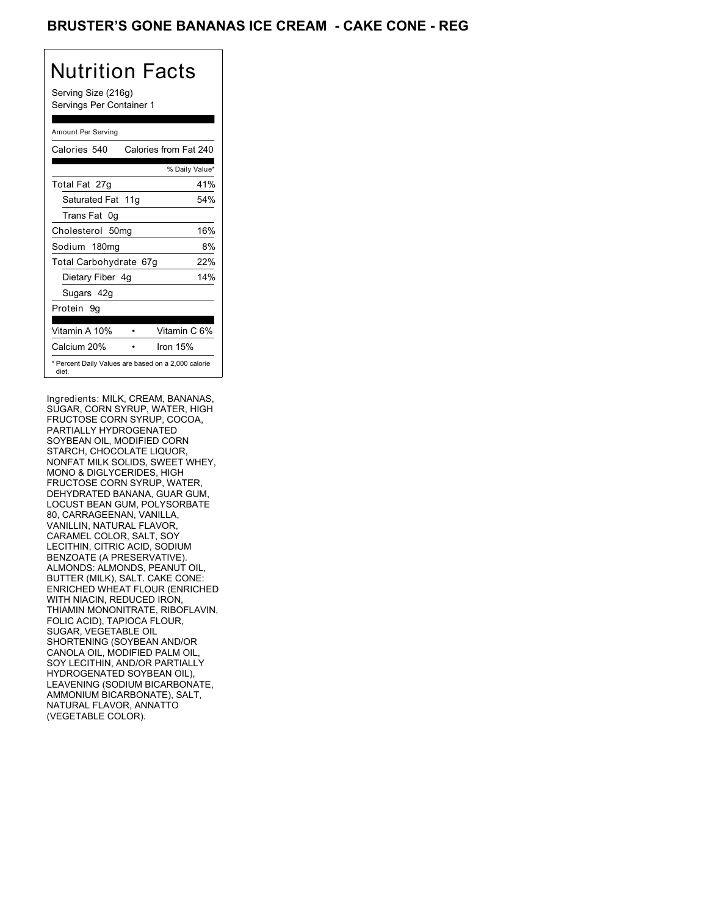# BRUSTER'S GONE BANANAS ICE CREAM - CAKE CONE - REG

## Nutrition Facts

Serving Size (216g)
Servings Per Container 1

| Amount Per Serving | |
|---|---|
| Calories 540 | Calories from Fat 240 |
| | % Daily Value* |
| Total Fat 27g | 41% |
| Saturated Fat 11g | 54% |
| Trans Fat 0g | |
| Cholesterol 50mg | 16% |
| Sodium 180mg | 8% |
| Total Carbohydrate 67g | 22% |
| Dietary Fiber 4g | 14% |
| Sugars 42g | |
| Protein 9g | |
| Vitamin A 10% | Vitamin C 6% |
| Calcium 20% | Iron 15% |

* Percent Daily Values are based on a 2,000 calorie diet.

Ingredients: MILK, CREAM, BANANAS, SUGAR, CORN SYRUP, WATER, HIGH FRUCTOSE CORN SYRUP, COCOA, PARTIALLY HYDROGENATED SOYBEAN OIL, MODIFIED CORN STARCH, CHOCOLATE LIQUOR, NONFAT MILK SOLIDS, SWEET WHEY, MONO & DIGLYCERIDES, HIGH FRUCTOSE CORN SYRUP, WATER, DEHYDRATED BANANA, GUAR GUM, LOCUST BEAN GUM, POLYSORBATE 80, CARRAGEENAN, VANILLA, VANILLIN, NATURAL FLAVOR, CARAMEL COLOR, SALT, SOY LECITHIN, CITRIC ACID, SODIUM BENZOATE (A PRESERVATIVE). ALMONDS: ALMONDS, PEANUT OIL, BUTTER (MILK), SALT. CAKE CONE: ENRICHED WHEAT FLOUR (ENRICHED WITH NIACIN, REDUCED IRON, THIAMIN MONONITRATE, RIBOFLAVIN, FOLIC ACID), TAPIOCA FLOUR, SUGAR, VEGETABLE OIL SHORTENING (SOYBEAN AND/OR CANOLA OIL, MODIFIED PALM OIL, SOY LECITHIN, AND/OR PARTIALLY HYDROGENATED SOYBEAN OIL), LEAVENING (SODIUM BICARBONATE, AMMONIUM BICARBONATE), SALT, NATURAL FLAVOR, ANNATTO (VEGETABLE COLOR).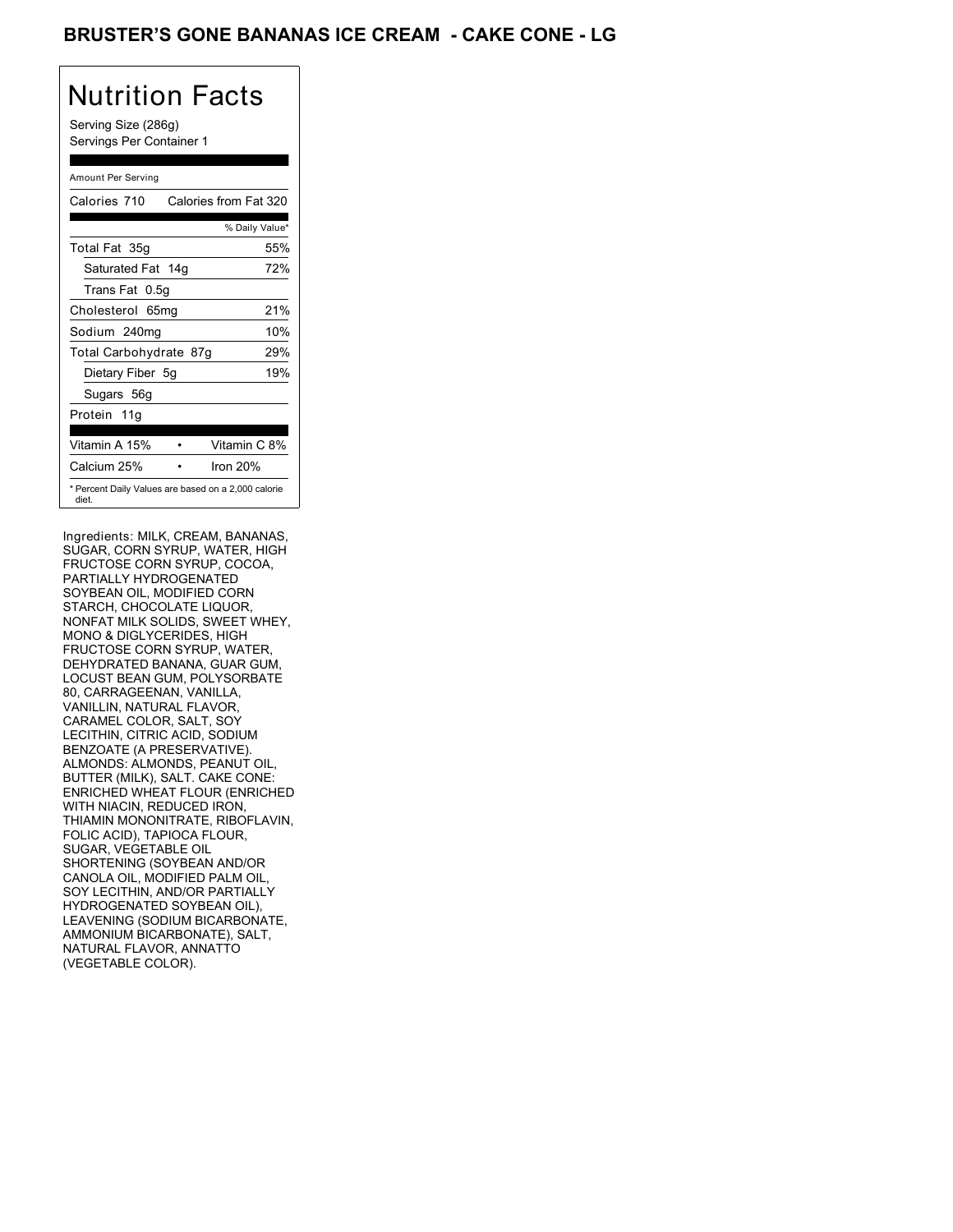# BRUSTER'S GONE BANANAS ICE CREAM - CAKE CONE - LG

## Nutrition Facts

Serving Size (286g)
Servings Per Container 1

Amount Per Serving

| | |
|---|---|
| Calories 710 | Calories from Fat 320 |
| | % Daily Value* |
| Total Fat 35g | 55% |
| Saturated Fat 14g | 72% |
| Trans Fat 0.5g | |
| Cholesterol 65mg | 21% |
| Sodium 240mg | 10% |
| Total Carbohydrate 87g | 29% |
| Dietary Fiber 5g | 19% |
| Sugars 56g | |
| Protein 11g | |
| Vitamin A 15% | Vitamin C 8% |
| Calcium 25% | Iron 20% |

* Percent Daily Values are based on a 2,000 calorie diet.

Ingredients: MILK, CREAM, BANANAS, SUGAR, CORN SYRUP, WATER, HIGH FRUCTOSE CORN SYRUP, COCOA, PARTIALLY HYDROGENATED SOYBEAN OIL, MODIFIED CORN STARCH, CHOCOLATE LIQUOR, NONFAT MILK SOLIDS, SWEET WHEY, MONO & DIGLYCERIDES, HIGH FRUCTOSE CORN SYRUP, WATER, DEHYDRATED BANANA, GUAR GUM, LOCUST BEAN GUM, POLYSORBATE 80, CARRAGEENAN, VANILLA, VANILLIN, NATURAL FLAVOR, CARAMEL COLOR, SALT, SOY LECITHIN, CITRIC ACID, SODIUM BENZOATE (A PRESERVATIVE). ALMONDS: ALMONDS, PEANUT OIL, BUTTER (MILK), SALT. CAKE CONE: ENRICHED WHEAT FLOUR (ENRICHED WITH NIACIN, REDUCED IRON, THIAMIN MONONITRATE, RIBOFLAVIN, FOLIC ACID), TAPIOCA FLOUR, SUGAR, VEGETABLE OIL SHORTENING (SOYBEAN AND/OR CANOLA OIL, MODIFIED PALM OIL, SOY LECITHIN, AND/OR PARTIALLY HYDROGENATED SOYBEAN OIL), LEAVENING (SODIUM BICARBONATE, AMMONIUM BICARBONATE), SALT, NATURAL FLAVOR, ANNATTO (VEGETABLE COLOR).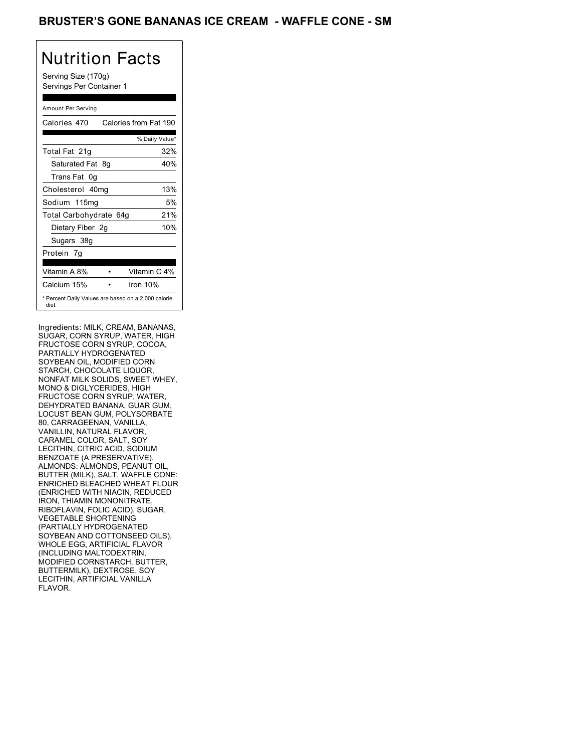# BRUSTER'S GONE BANANAS ICE CREAM - WAFFLE CONE - SM

## Nutrition Facts

Serving Size (170g)
Servings Per Container 1

Amount Per Serving

| | |
|---|---|
| Calories 470 | Calories from Fat 190 |
| | % Daily Value* |
| Total Fat 21g | 32% |
| Saturated Fat 8g | 40% |
| Trans Fat 0g | |
| Cholesterol 40mg | 13% |
| Sodium 115mg | 5% |
| Total Carbohydrate 64g | 21% |
| Dietary Fiber 2g | 10% |
| Sugars 38g | |
| Protein 7g | |
| Vitamin A 8% | Vitamin C 4% |
| Calcium 15% | Iron 10% |

* Percent Daily Values are based on a 2,000 calorie diet.

Ingredients: MILK, CREAM, BANANAS, SUGAR, CORN SYRUP, WATER, HIGH FRUCTOSE CORN SYRUP, COCOA, PARTIALLY HYDROGENATED SOYBEAN OIL, MODIFIED CORN STARCH, CHOCOLATE LIQUOR, NONFAT MILK SOLIDS, SWEET WHEY, MONO & DIGLYCERIDES, HIGH FRUCTOSE CORN SYRUP, WATER, DEHYDRATED BANANA, GUAR GUM, LOCUST BEAN GUM, POLYSORBATE 80, CARRAGEENAN, VANILLA, VANILLIN, NATURAL FLAVOR, CARAMEL COLOR, SALT, SOY LECITHIN, CITRIC ACID, SODIUM BENZOATE (A PRESERVATIVE). ALMONDS: ALMONDS, PEANUT OIL, BUTTER (MILK), SALT. WAFFLE CONE: ENRICHED BLEACHED WHEAT FLOUR (ENRICHED WITH NIACIN, REDUCED IRON, THIAMIN MONONITRATE, RIBOFLAVIN, FOLIC ACID), SUGAR, VEGETABLE SHORTENING (PARTIALLY HYDROGENATED SOYBEAN AND COTTONSEED OILS), WHOLE EGG, ARTIFICIAL FLAVOR (INCLUDING MALTODEXTRIN, MODIFIED CORNSTARCH, BUTTER, BUTTERMILK), DEXTROSE, SOY LECITHIN, ARTIFICIAL VANILLA FLAVOR.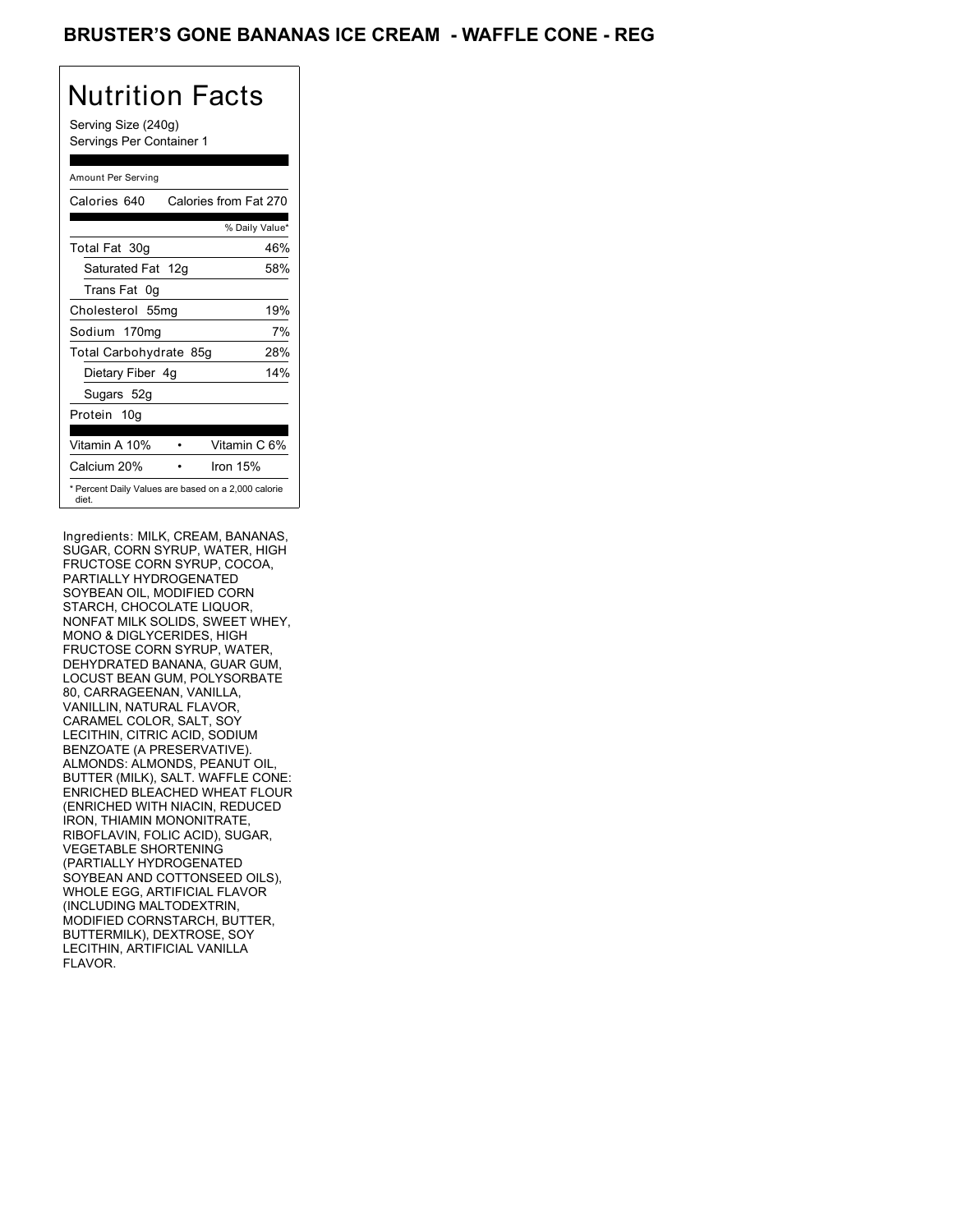# BRUSTER'S GONE BANANAS ICE CREAM - WAFFLE CONE - REG

## Nutrition Facts

Serving Size (240g)
Servings Per Container 1

| | |
|---|---|
| Amount Per Serving | |
| Calories 640 | Calories from Fat 270 |
| | % Daily Value* |
| Total Fat 30g | 46% |
| Saturated Fat 12g | 58% |
| Trans Fat 0g | |
| Cholesterol 55mg | 19% |
| Sodium 170mg | 7% |
| Total Carbohydrate 85g | 28% |
| Dietary Fiber 4g | 14% |
| Sugars 52g | |
| Protein 10g | |
| Vitamin A 10% • | Vitamin C 6% |
| Calcium 20% • | Iron 15% |

\* Percent Daily Values are based on a 2,000 calorie diet.

Ingredients: MILK, CREAM, BANANAS, SUGAR, CORN SYRUP, WATER, HIGH FRUCTOSE CORN SYRUP, COCOA, PARTIALLY HYDROGENATED SOYBEAN OIL, MODIFIED CORN STARCH, CHOCOLATE LIQUOR, NONFAT MILK SOLIDS, SWEET WHEY, MONO & DIGLYCERIDES, HIGH FRUCTOSE CORN SYRUP, WATER, DEHYDRATED BANANA, GUAR GUM, LOCUST BEAN GUM, POLYSORBATE 80, CARRAGEENAN, VANILLA, VANILLIN, NATURAL FLAVOR, CARAMEL COLOR, SALT, SOY LECITHIN, CITRIC ACID, SODIUM BENZOATE (A PRESERVATIVE). ALMONDS: ALMONDS, PEANUT OIL, BUTTER (MILK), SALT. WAFFLE CONE: ENRICHED BLEACHED WHEAT FLOUR (ENRICHED WITH NIACIN, REDUCED IRON, THIAMIN MONONITRATE, RIBOFLAVIN, FOLIC ACID), SUGAR, VEGETABLE SHORTENING (PARTIALLY HYDROGENATED SOYBEAN AND COTTONSEED OILS), WHOLE EGG, ARTIFICIAL FLAVOR (INCLUDING MALTODEXTRIN, MODIFIED CORNSTARCH, BUTTER, BUTTERMILK), DEXTROSE, SOY LECITHIN, ARTIFICIAL VANILLA FLAVOR.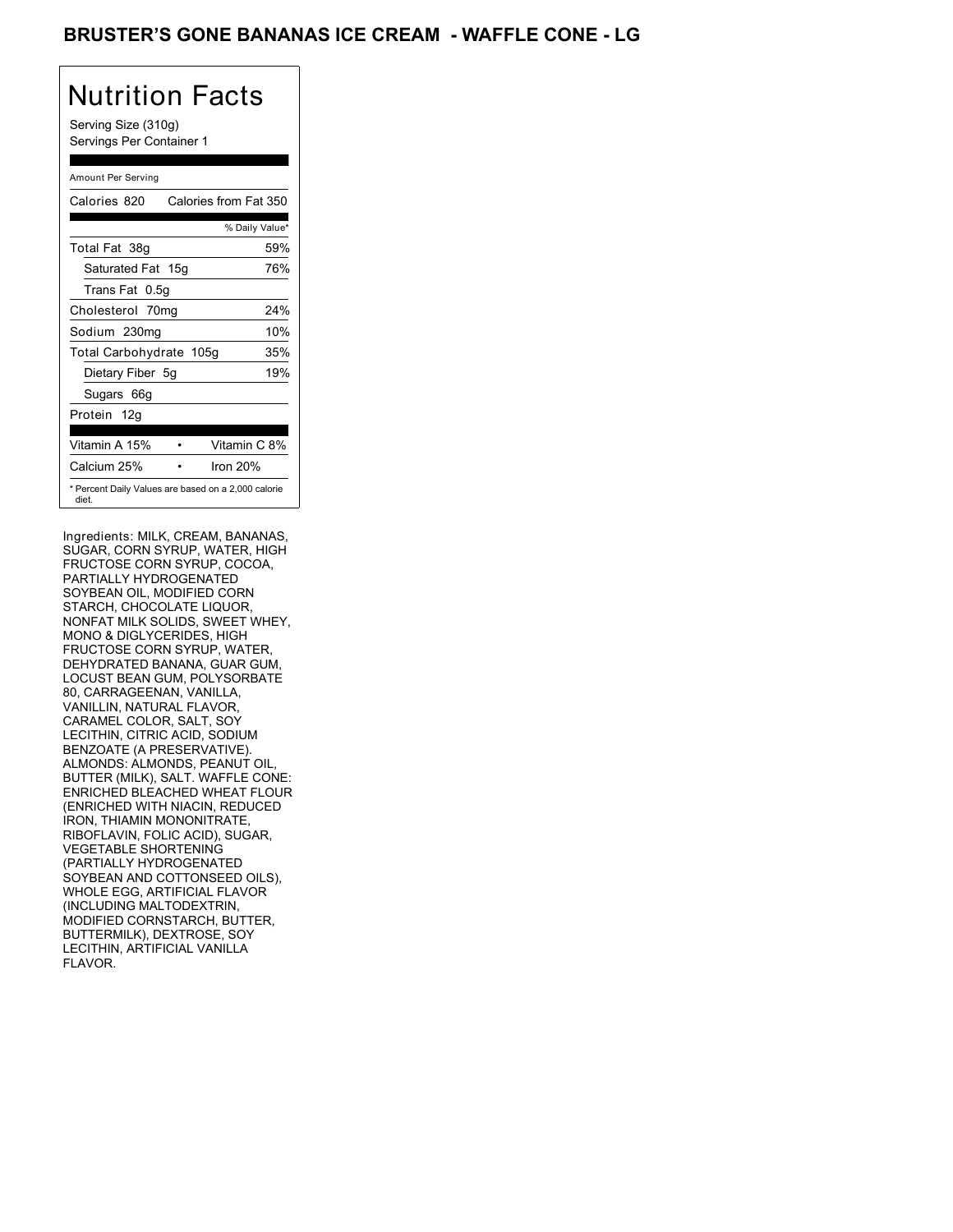# BRUSTER'S GONE BANANAS ICE CREAM - WAFFLE CONE - LG

## Nutrition Facts

Serving Size (310g)
Servings Per Container 1

Amount Per Serving

| | |
|---|---|
| Calories 820 | Calories from Fat 350 |
| | % Daily Value* |
| Total Fat 38g | 59% |
| Saturated Fat 15g | 76% |
| Trans Fat 0.5g | |
| Cholesterol 70mg | 24% |
| Sodium 230mg | 10% |
| Total Carbohydrate 105g | 35% |
| Dietary Fiber 5g | 19% |
| Sugars 66g | |
| Protein 12g | |
| Vitamin A 15% | Vitamin C 8% |
| Calcium 25% | Iron 20% |

* Percent Daily Values are based on a 2,000 calorie diet.

Ingredients: MILK, CREAM, BANANAS, SUGAR, CORN SYRUP, WATER, HIGH FRUCTOSE CORN SYRUP, COCOA, PARTIALLY HYDROGENATED SOYBEAN OIL, MODIFIED CORN STARCH, CHOCOLATE LIQUOR, NONFAT MILK SOLIDS, SWEET WHEY, MONO & DIGLYCERIDES, HIGH FRUCTOSE CORN SYRUP, WATER, DEHYDRATED BANANA, GUAR GUM, LOCUST BEAN GUM, POLYSORBATE 80, CARRAGEENAN, VANILLA, VANILLIN, NATURAL FLAVOR, CARAMEL COLOR, SALT, SOY LECITHIN, CITRIC ACID, SODIUM BENZOATE (A PRESERVATIVE). ALMONDS: ALMONDS, PEANUT OIL, BUTTER (MILK), SALT. WAFFLE CONE: ENRICHED BLEACHED WHEAT FLOUR (ENRICHED WITH NIACIN, REDUCED IRON, THIAMIN MONONITRATE, RIBOFLAVIN, FOLIC ACID), SUGAR, VEGETABLE SHORTENING (PARTIALLY HYDROGENATED SOYBEAN AND COTTONSEED OILS), WHOLE EGG, ARTIFICIAL FLAVOR (INCLUDING MALTODEXTRIN, MODIFIED CORNSTARCH, BUTTER, BUTTERMILK), DEXTROSE, SOY LECITHIN, ARTIFICIAL VANILLA FLAVOR.